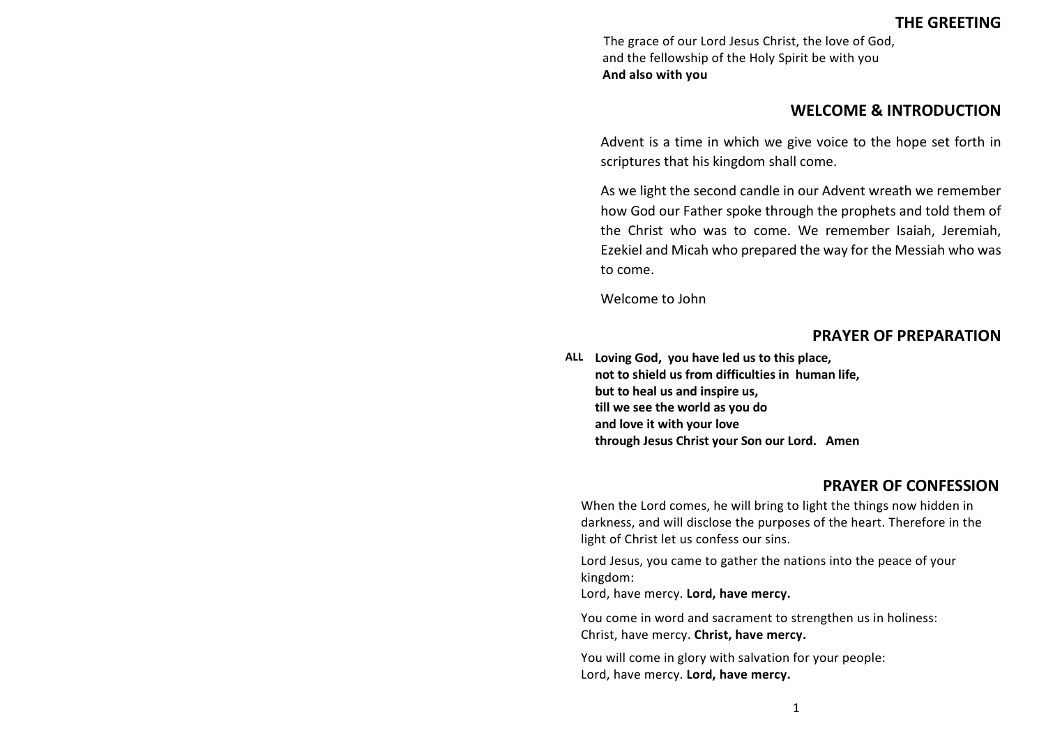## THE GREETING

The grace of our Lord Jesus Christ, the love of God,
and the fellowship of the Holy Spirit be with you
**And also with you**

## WELCOME & INTRODUCTION

Advent is a time in which we give voice to the hope set forth in scriptures that his kingdom shall come.

As we light the second candle in our Advent wreath we remember how God our Father spoke through the prophets and told them of the Christ who was to come. We remember Isaiah, Jeremiah, Ezekiel and Micah who prepared the way for the Messiah who was to come.

Welcome to John

## PRAYER OF PREPARATION

**ALL Loving God, you have led us to this place,
not to shield us from difficulties in human life,
but to heal us and inspire us,
till we see the world as you do
and love it with your love
through Jesus Christ your Son our Lord. Amen**

## PRAYER OF CONFESSION

When the Lord comes, he will bring to light the things now hidden in darkness, and will disclose the purposes of the heart. Therefore in the light of Christ let us confess our sins.

Lord Jesus, you came to gather the nations into the peace of your kingdom:
Lord, have mercy. **Lord, have mercy.**

You come in word and sacrament to strengthen us in holiness:
Christ, have mercy. **Christ, have mercy.**

You will come in glory with salvation for your people:
Lord, have mercy. **Lord, have mercy.**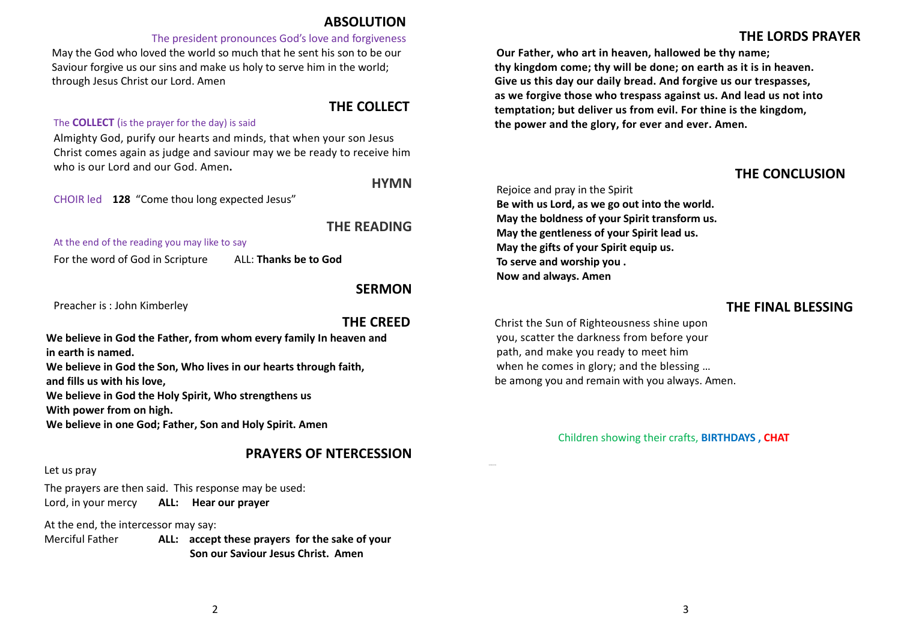## ABSOLUTION

The president pronounces God's love and forgiveness

May the God who loved the world so much that he sent his son to be our Saviour forgive us our sins and make us holy to serve him in the world; through Jesus Christ our Lord. Amen

## THE COLLECT

The **COLLECT** (is the prayer for the day) is said

Almighty God, purify our hearts and minds, that when your son Jesus Christ comes again as judge and saviour may we be ready to receive him who is our Lord and our God. Amen**.**

## HYMN

CHOIR led **128** "Come thou long expected Jesus"

## THE READING

At the end of the reading you may like to say

For the word of God in Scripture ALL: **Thanks be to God**

## SERMON

Preacher is : John Kimberley

## THE CREED

**We believe in God the Father, from whom every family In heaven and in earth is named.**
**We believe in God the Son, Who lives in our hearts through faith, and fills us with his love,**
**We believe in God the Holy Spirit, Who strengthens us With power from on high.**
**We believe in one God; Father, Son and Holy Spirit. Amen**

## PRAYERS OF NTERCESSION

Let us pray

The prayers are then said. This response may be used:
Lord, in your mercy **ALL: Hear our prayer**

At the end, the intercessor may say:
Merciful Father **ALL: accept these prayers for the sake of your Son our Saviour Jesus Christ. Amen**

## THE LORDS PRAYER

**Our Father, who art in heaven, hallowed be thy name; thy kingdom come; thy will be done; on earth as it is in heaven. Give us this day our daily bread. And forgive us our trespasses, as we forgive those who trespass against us. And lead us not into temptation; but deliver us from evil. For thine is the kingdom, the power and the glory, for ever and ever. Amen.**

## THE CONCLUSION

Rejoice and pray in the Spirit
**Be with us Lord, as we go out into the world.**
**May the boldness of your Spirit transform us.**
**May the gentleness of your Spirit lead us.**
**May the gifts of your Spirit equip us.**
**To serve and worship you .**
**Now and always. Amen**

## THE FINAL BLESSING

Christ the Sun of Righteousness shine upon you, scatter the darkness from before your path, and make you ready to meet him when he comes in glory; and the blessing … be among you and remain with you always. Amen.

Children showing their crafts, **BIRTHDAYS , CHAT**